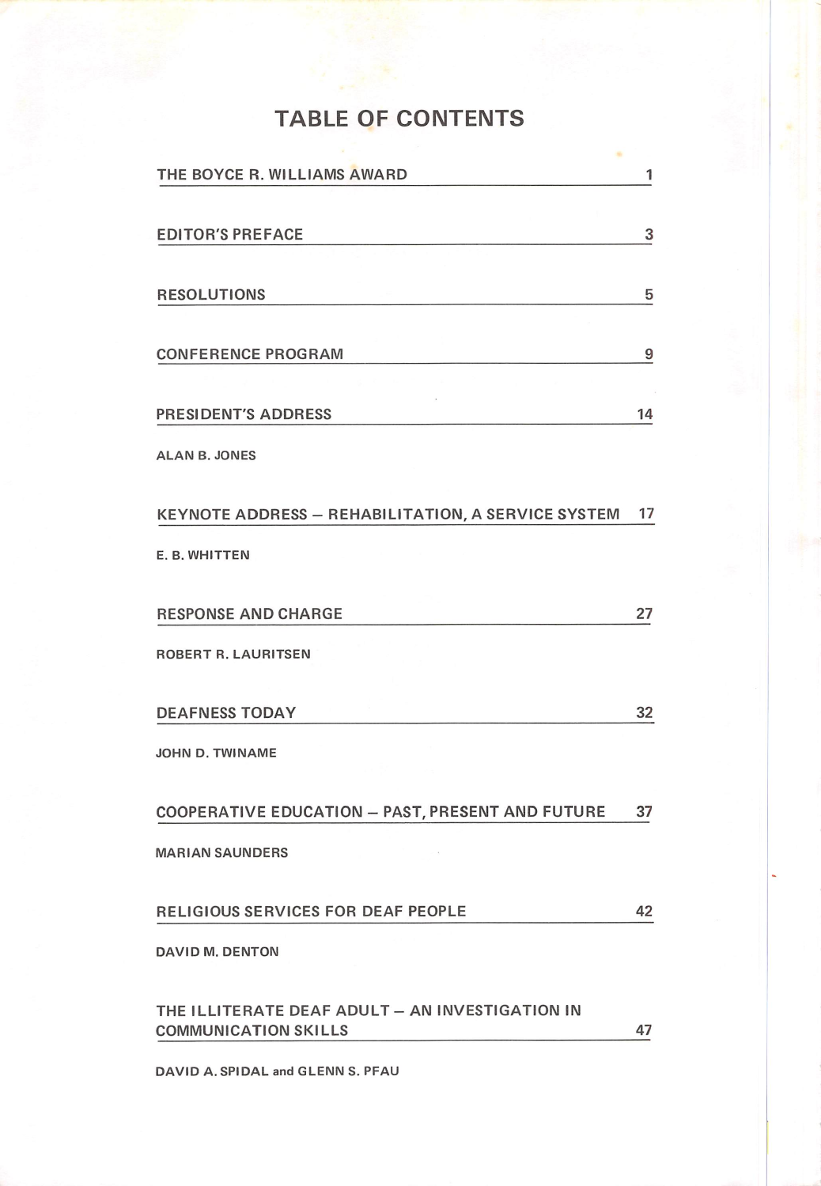# TABLE OF CONTENTS

| | |
|---|---|
| THE BOYCE R. WILLIAMS AWARD | 1 |
| EDITOR'S PREFACE | 3 |
| RESOLUTIONS | 5 |
| CONFERENCE PROGRAM | 9 |
| PRESIDENT'S ADDRESS<br>ALAN B. JONES | 14 |
| KEYNOTE ADDRESS – REHABILITATION, A SERVICE SYSTEM<br>E. B. WHITTEN | 17 |
| RESPONSE AND CHARGE<br>ROBERT R. LAURITSEN | 27 |
| DEAFNESS TODAY<br>JOHN D. TWINAME | 32 |
| COOPERATIVE EDUCATION – PAST, PRESENT AND FUTURE<br>MARIAN SAUNDERS | 37 |
| RELIGIOUS SERVICES FOR DEAF PEOPLE<br>DAVID M. DENTON | 42 |
| THE ILLITERATE DEAF ADULT – AN INVESTIGATION IN COMMUNICATION SKILLS<br>DAVID A. SPIDAL and GLENN S. PFAU | 47 |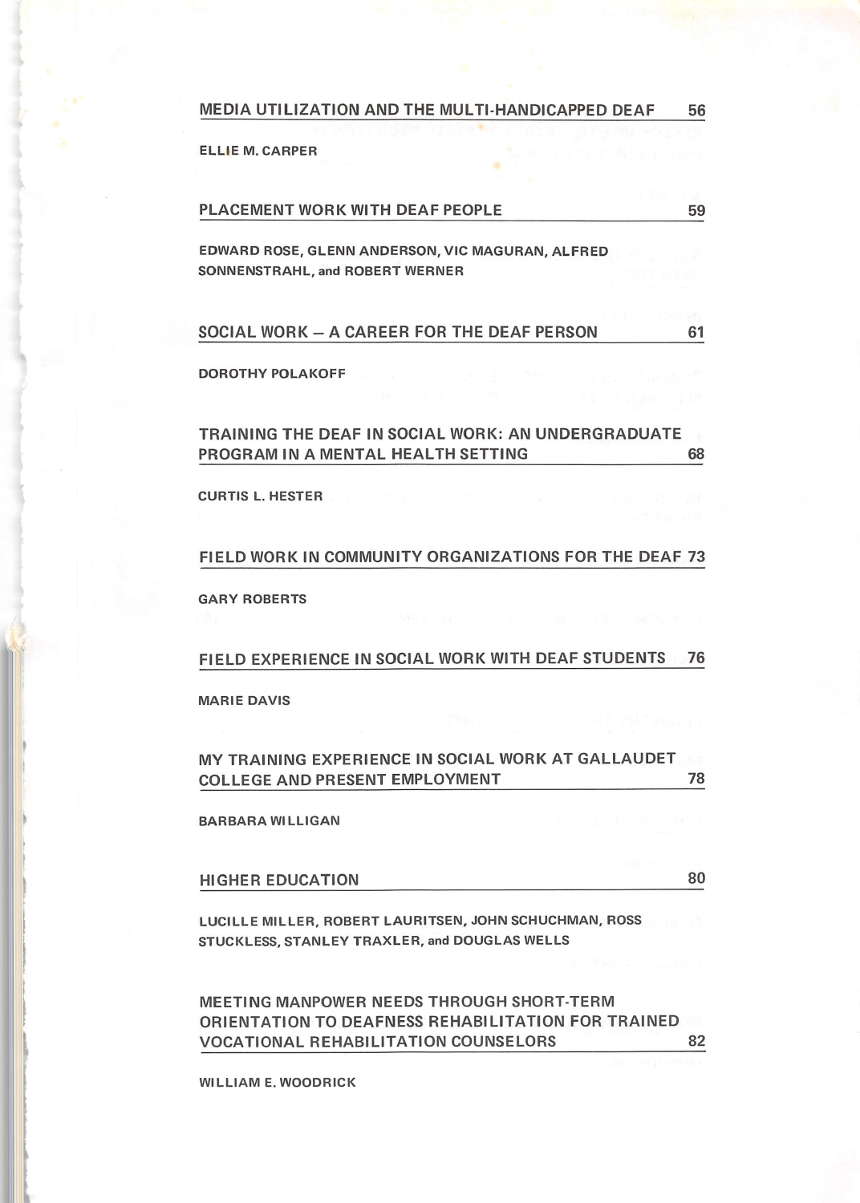MEDIA UTILIZATION AND THE MULTI-HANDICAPPED DEAF 56

ELLIE M. CARPER

PLACEMENT WORK WITH DEAF PEOPLE 59

EDWARD ROSE, GLENN ANDERSON, VIC MAGURAN, ALFRED SONNENSTRAHL, and ROBERT WERNER

SOCIAL WORK – A CAREER FOR THE DEAF PERSON 61

DOROTHY POLAKOFF

TRAINING THE DEAF IN SOCIAL WORK: AN UNDERGRADUATE PROGRAM IN A MENTAL HEALTH SETTING 68

CURTIS L. HESTER

FIELD WORK IN COMMUNITY ORGANIZATIONS FOR THE DEAF 73

GARY ROBERTS

FIELD EXPERIENCE IN SOCIAL WORK WITH DEAF STUDENTS 76

MARIE DAVIS

MY TRAINING EXPERIENCE IN SOCIAL WORK AT GALLAUDET COLLEGE AND PRESENT EMPLOYMENT 78

BARBARA WILLIGAN

HIGHER EDUCATION 80

LUCILLE MILLER, ROBERT LAURITSEN, JOHN SCHUCHMAN, ROSS STUCKLESS, STANLEY TRAXLER, and DOUGLAS WELLS

MEETING MANPOWER NEEDS THROUGH SHORT-TERM ORIENTATION TO DEAFNESS REHABILITATION FOR TRAINED VOCATIONAL REHABILITATION COUNSELORS 82

WILLIAM E. WOODRICK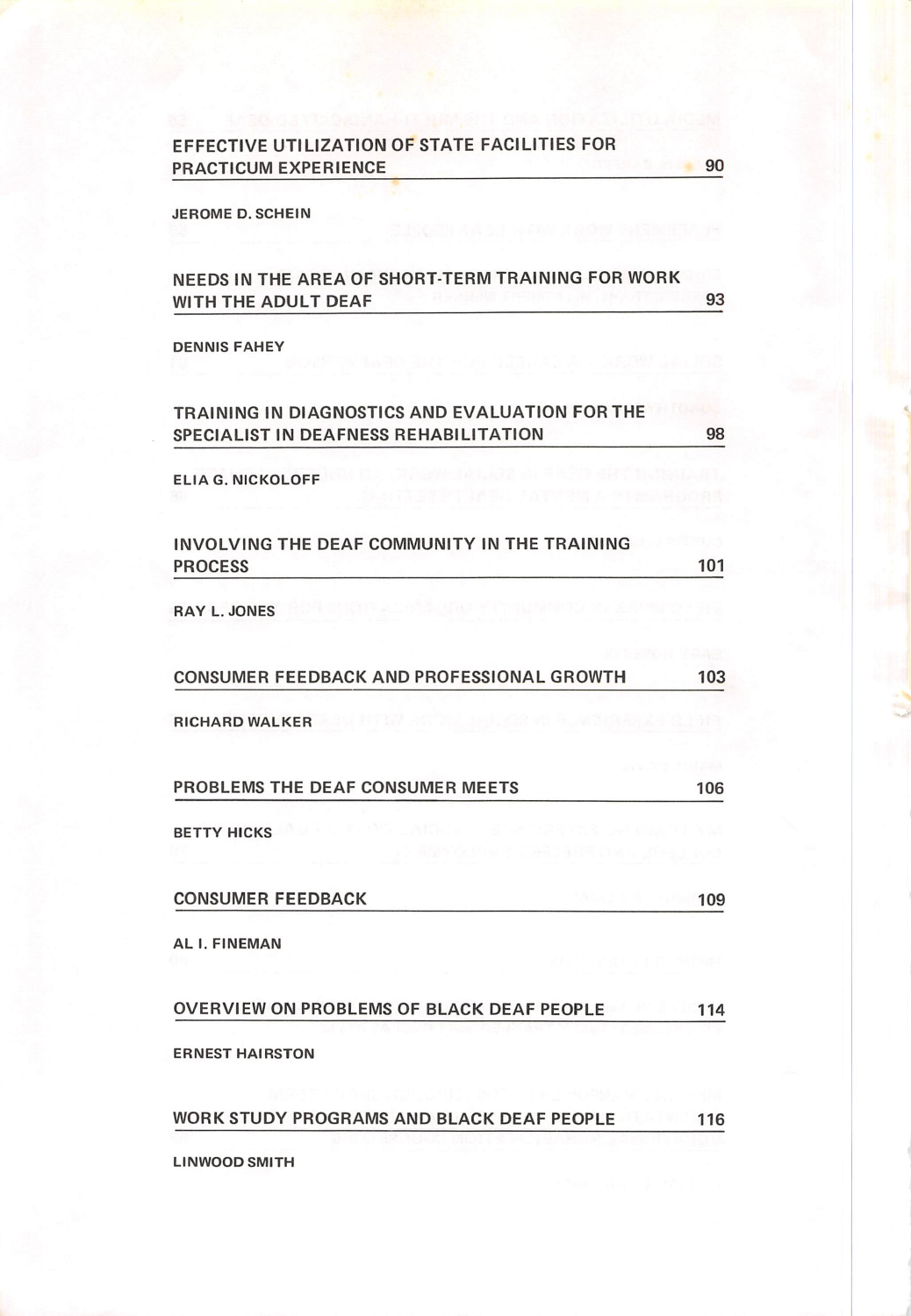EFFECTIVE UTILIZATION OF STATE FACILITIES FOR PRACTICUM EXPERIENCE — 90

JEROME D. SCHEIN

NEEDS IN THE AREA OF SHORT-TERM TRAINING FOR WORK WITH THE ADULT DEAF — 93

DENNIS FAHEY

TRAINING IN DIAGNOSTICS AND EVALUATION FOR THE SPECIALIST IN DEAFNESS REHABILITATION — 98

ELIA G. NICKOLOFF

INVOLVING THE DEAF COMMUNITY IN THE TRAINING PROCESS — 101

RAY L. JONES

CONSUMER FEEDBACK AND PROFESSIONAL GROWTH — 103

RICHARD WALKER

PROBLEMS THE DEAF CONSUMER MEETS — 106

BETTY HICKS

CONSUMER FEEDBACK — 109

AL I. FINEMAN

OVERVIEW ON PROBLEMS OF BLACK DEAF PEOPLE — 114

ERNEST HAIRSTON

WORK STUDY PROGRAMS AND BLACK DEAF PEOPLE — 116

LINWOOD SMITH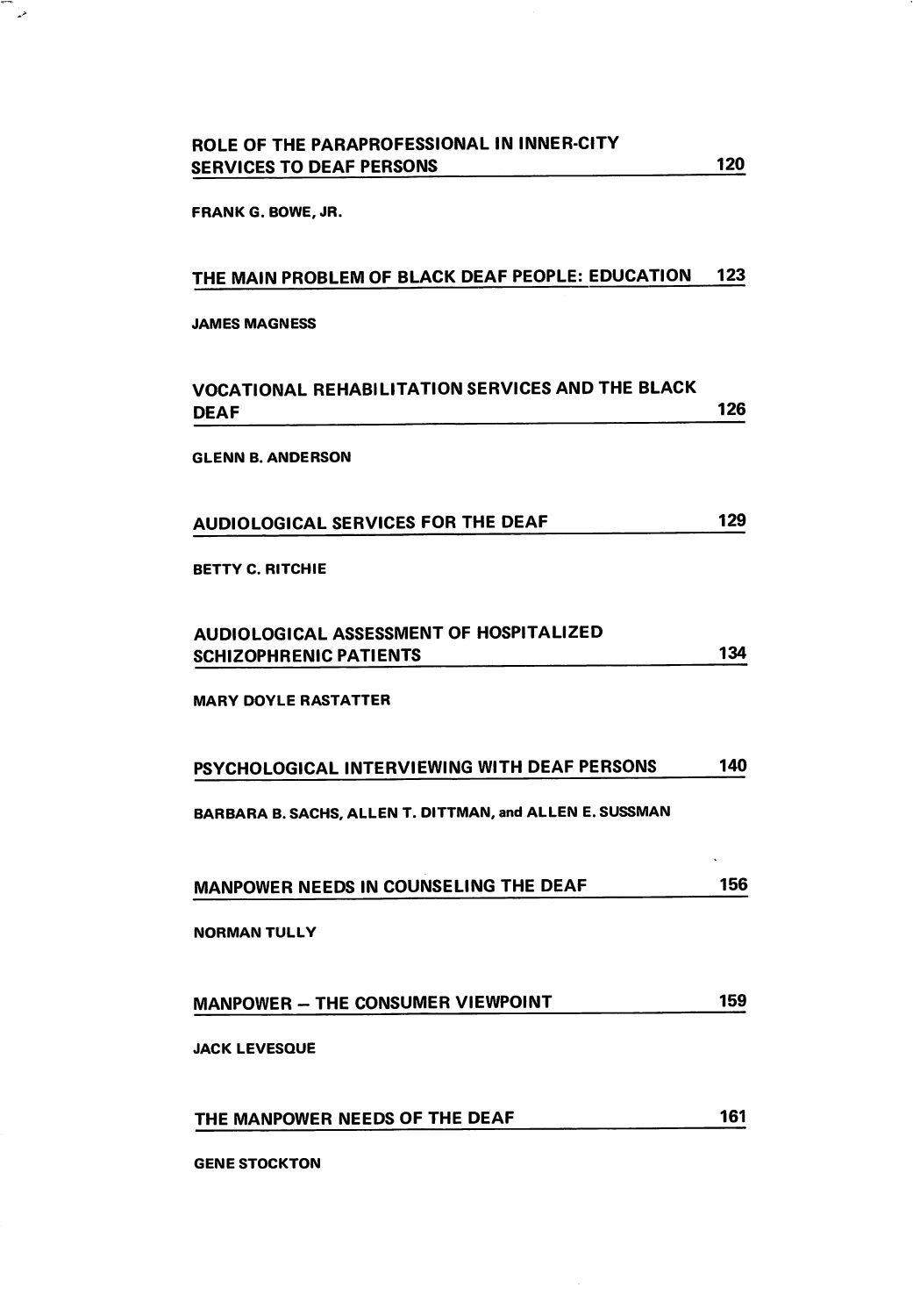**ROLE OF THE PARAPROFESSIONAL IN INNER-CITY SERVICES TO DEAF PERSONS** — 120

FRANK G. BOWE, JR.

**THE MAIN PROBLEM OF BLACK DEAF PEOPLE: EDUCATION** — 123

JAMES MAGNESS

**VOCATIONAL REHABILITATION SERVICES AND THE BLACK DEAF** — 126

GLENN B. ANDERSON

**AUDIOLOGICAL SERVICES FOR THE DEAF** — 129

BETTY C. RITCHIE

**AUDIOLOGICAL ASSESSMENT OF HOSPITALIZED SCHIZOPHRENIC PATIENTS** — 134

MARY DOYLE RASTATTER

**PSYCHOLOGICAL INTERVIEWING WITH DEAF PERSONS** — 140

BARBARA B. SACHS, ALLEN T. DITTMAN, and ALLEN E. SUSSMAN

**MANPOWER NEEDS IN COUNSELING THE DEAF** — 156

NORMAN TULLY

**MANPOWER – THE CONSUMER VIEWPOINT** — 159

JACK LEVESQUE

**THE MANPOWER NEEDS OF THE DEAF** — 161

GENE STOCKTON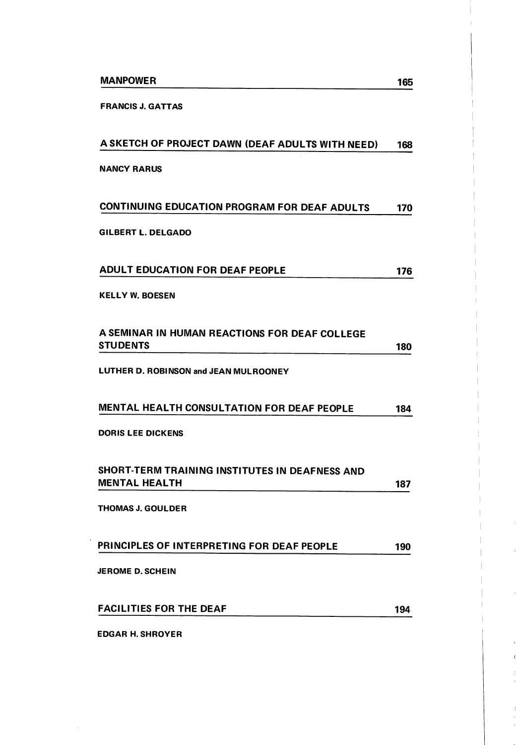**MANPOWER** 165

FRANCIS J. GATTAS

**A SKETCH OF PROJECT DAWN (DEAF ADULTS WITH NEED)** 168

NANCY RARUS

**CONTINUING EDUCATION PROGRAM FOR DEAF ADULTS** 170

GILBERT L. DELGADO

**ADULT EDUCATION FOR DEAF PEOPLE** 176

KELLY W. BOESEN

**A SEMINAR IN HUMAN REACTIONS FOR DEAF COLLEGE STUDENTS** 180

LUTHER D. ROBINSON and JEAN MULROONEY

**MENTAL HEALTH CONSULTATION FOR DEAF PEOPLE** 184

DORIS LEE DICKENS

**SHORT-TERM TRAINING INSTITUTES IN DEAFNESS AND MENTAL HEALTH** 187

THOMAS J. GOULDER

**PRINCIPLES OF INTERPRETING FOR DEAF PEOPLE** 190

JEROME D. SCHEIN

**FACILITIES FOR THE DEAF** 194

EDGAR H. SHROYER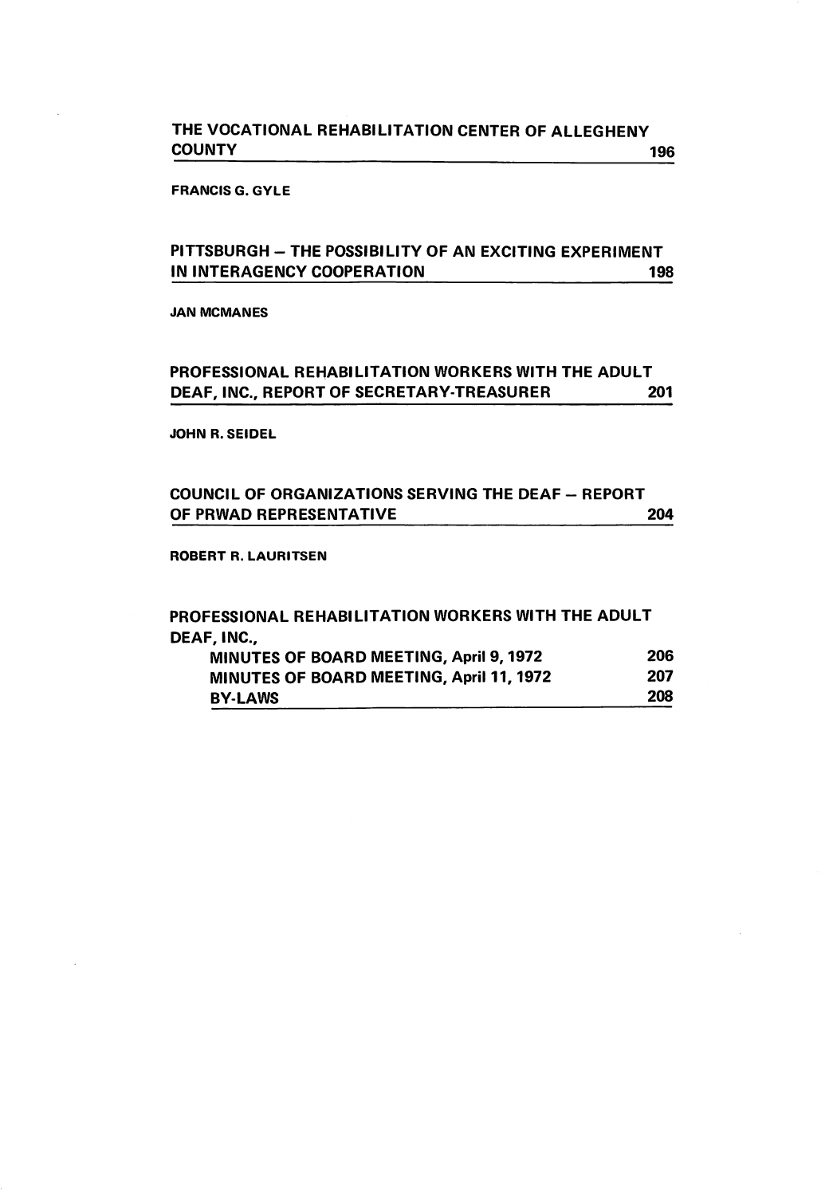THE VOCATIONAL REHABILITATION CENTER OF ALLEGHENY COUNTY 196

FRANCIS G. GYLE

PITTSBURGH – THE POSSIBILITY OF AN EXCITING EXPERIMENT IN INTERAGENCY COOPERATION 198

JAN MCMANES

PROFESSIONAL REHABILITATION WORKERS WITH THE ADULT DEAF, INC., REPORT OF SECRETARY-TREASURER 201

JOHN R. SEIDEL

COUNCIL OF ORGANIZATIONS SERVING THE DEAF – REPORT OF PRWAD REPRESENTATIVE 204

ROBERT R. LAURITSEN

PROFESSIONAL REHABILITATION WORKERS WITH THE ADULT DEAF, INC.,

- MINUTES OF BOARD MEETING, April 9, 1972 206
- MINUTES OF BOARD MEETING, April 11, 1972 207
- BY-LAWS 208